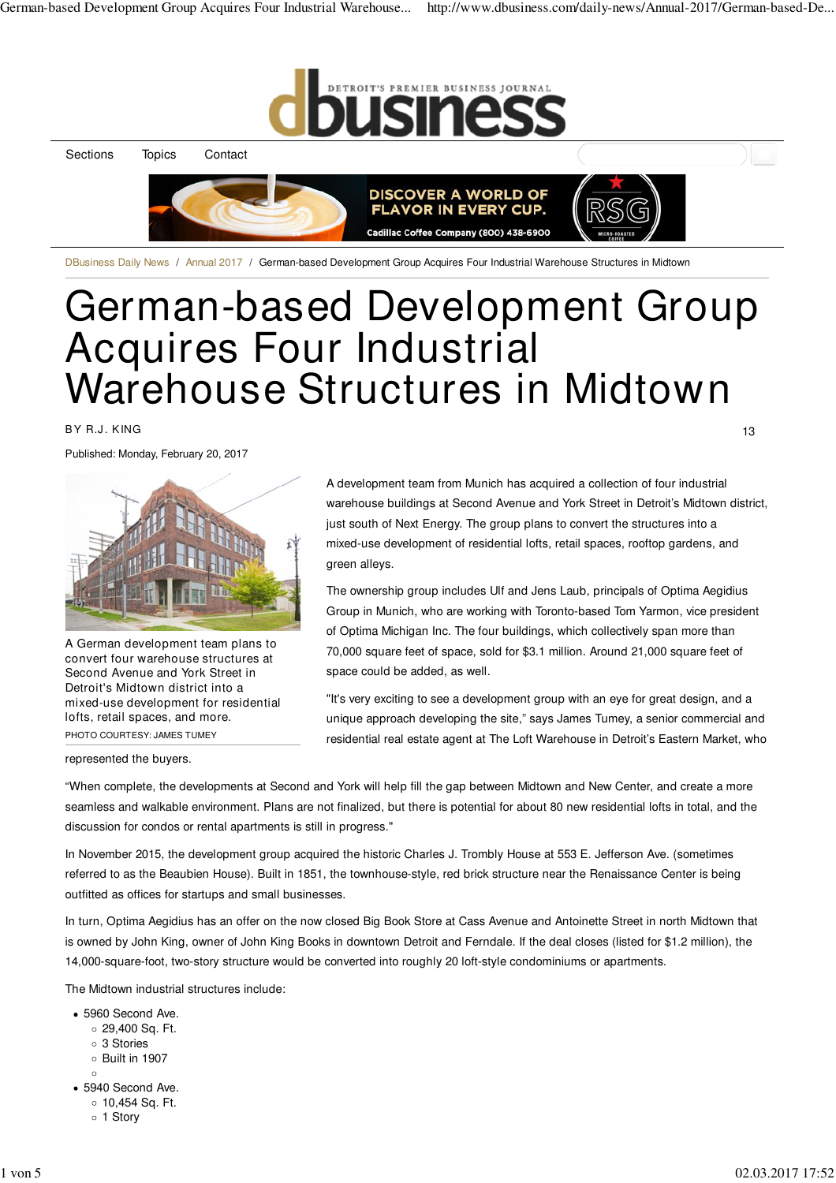DBusiness Daily News / Annual 2017 / German-based Development Group Acquires Four Industrial Warehouse Structures in Midtown

# German-based Development Group Acquires Four Industrial Warehouse Structures in Midtown

BY R.J. KING

13

Published: Monday, February 20, 2017

A German development team plans to convert four warehouse structures at Second Avenue and York Street in Detroit's Midtown district into a mixed-use development for residential lofts, retail spaces, and more.

PHOTO COURTESY: JAMES TUMEY

A development team from Munich has acquired a collection of four industrial warehouse buildings at Second Avenue and York Street in Detroit's Midtown district, just south of Next Energy. The group plans to convert the structures into a mixed-use development of residential lofts, retail spaces, rooftop gardens, and green alleys.

The ownership group includes Ulf and Jens Laub, principals of Optima Aegidius Group in Munich, who are working with Toronto-based Tom Yarmon, vice president of Optima Michigan Inc. The four buildings, which collectively span more than 70,000 square feet of space, sold for $3.1 million. Around 21,000 square feet of space could be added, as well.

"It's very exciting to see a development group with an eye for great design, and a unique approach developing the site," says James Tumey, a senior commercial and residential real estate agent at The Loft Warehouse in Detroit's Eastern Market, who represented the buyers.

"When complete, the developments at Second and York will help fill the gap between Midtown and New Center, and create a more seamless and walkable environment. Plans are not finalized, but there is potential for about 80 new residential lofts in total, and the discussion for condos or rental apartments is still in progress."

In November 2015, the development group acquired the historic Charles J. Trombly House at 553 E. Jefferson Ave. (sometimes referred to as the Beaubien House). Built in 1851, the townhouse-style, red brick structure near the Renaissance Center is being outfitted as offices for startups and small businesses.

In turn, Optima Aegidius has an offer on the now closed Big Book Store at Cass Avenue and Antoinette Street in north Midtown that is owned by John King, owner of John King Books in downtown Detroit and Ferndale. If the deal closes (listed for $1.2 million), the 14,000-square-foot, two-story structure would be converted into roughly 20 loft-style condominiums or apartments.

The Midtown industrial structures include:

- 5960 Second Ave.
  - 29,400 Sq. Ft.
  - 3 Stories
  - Built in 1907
- 5940 Second Ave.
  - 10,454 Sq. Ft.
  - 1 Story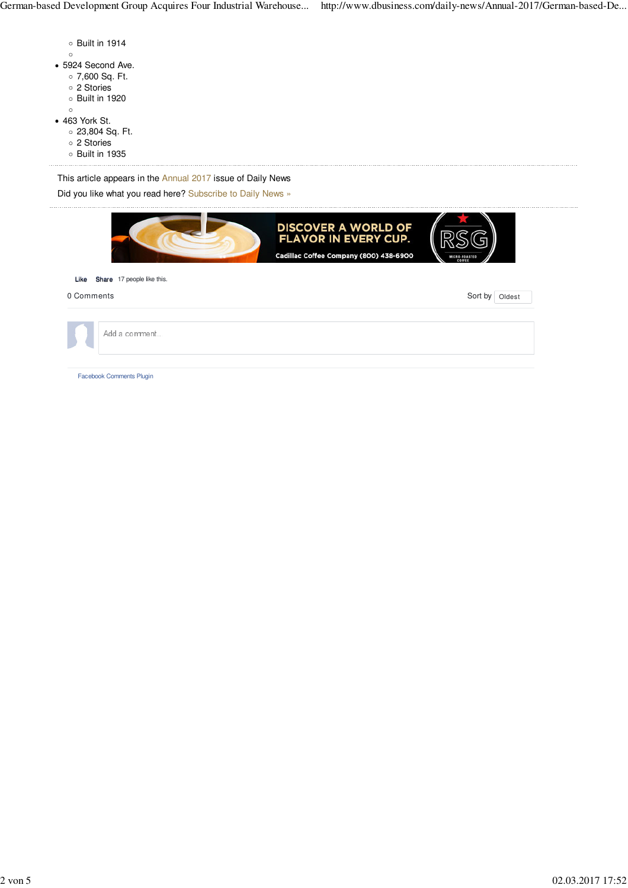- Built in 1914
- 

- 5924 Second Ave.
  - 7,600 Sq. Ft.
  - 2 Stories
  - Built in 1920
  - 
- 463 York St.
  - 23,804 Sq. Ft.
  - 2 Stories
  - Built in 1935

This article appears in the Annual 2017 issue of Daily News

Did you like what you read here? Subscribe to Daily News »

DISCOVER A WORLD OF FLAVOR IN EVERY CUP.

Cadillac Coffee Company (800) 438-6900

RSG

MICRO-ROASTED COFFEE

Like Share 17 people like this.

0 Comments

Sort by Oldest

Add a comment...

Facebook Comments Plugin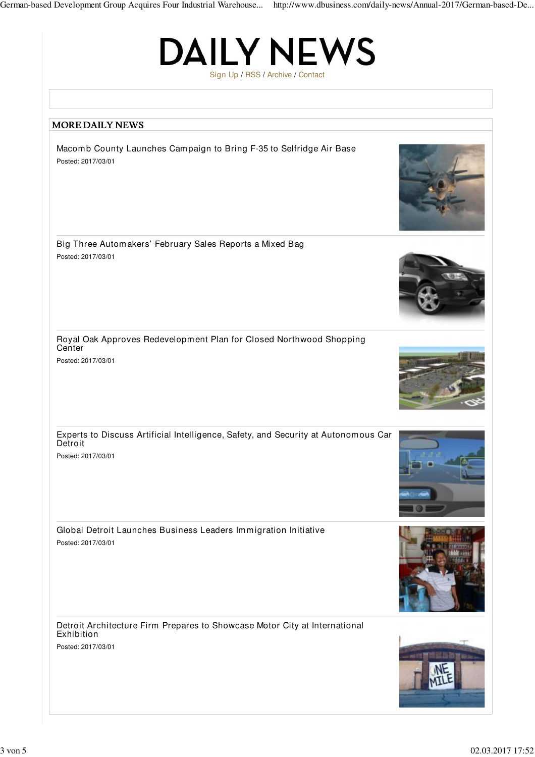# DAILY NEWS

Sign Up / RSS / Archive / Contact

## MORE DAILY NEWS

Macomb County Launches Campaign to Bring F-35 to Selfridge Air Base

Posted: 2017/03/01

Big Three Automakers' February Sales Reports a Mixed Bag

Posted: 2017/03/01

Royal Oak Approves Redevelopment Plan for Closed Northwood Shopping Center

Posted: 2017/03/01

Experts to Discuss Artificial Intelligence, Safety, and Security at Autonomous Car Detroit

Posted: 2017/03/01

Global Detroit Launches Business Leaders Immigration Initiative

Posted: 2017/03/01

Detroit Architecture Firm Prepares to Showcase Motor City at International Exhibition

Posted: 2017/03/01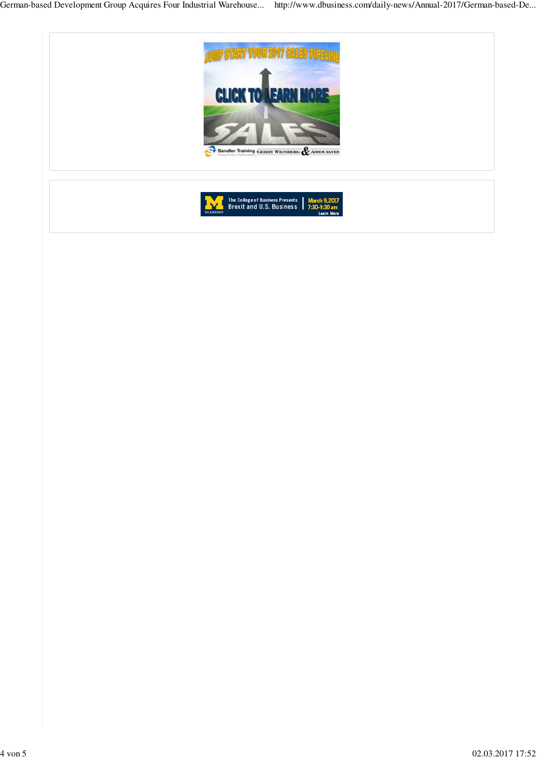JUMP START YOUR 2017 SALES PIPELINE

CLICK TO LEARN MORE

SALES

Sandler Training Gerry Weinberg & Associates

M DEARBORN The College of Business Presents Brexit and U.S. Business | March 9, 2017 7:30-9:30 am Learn More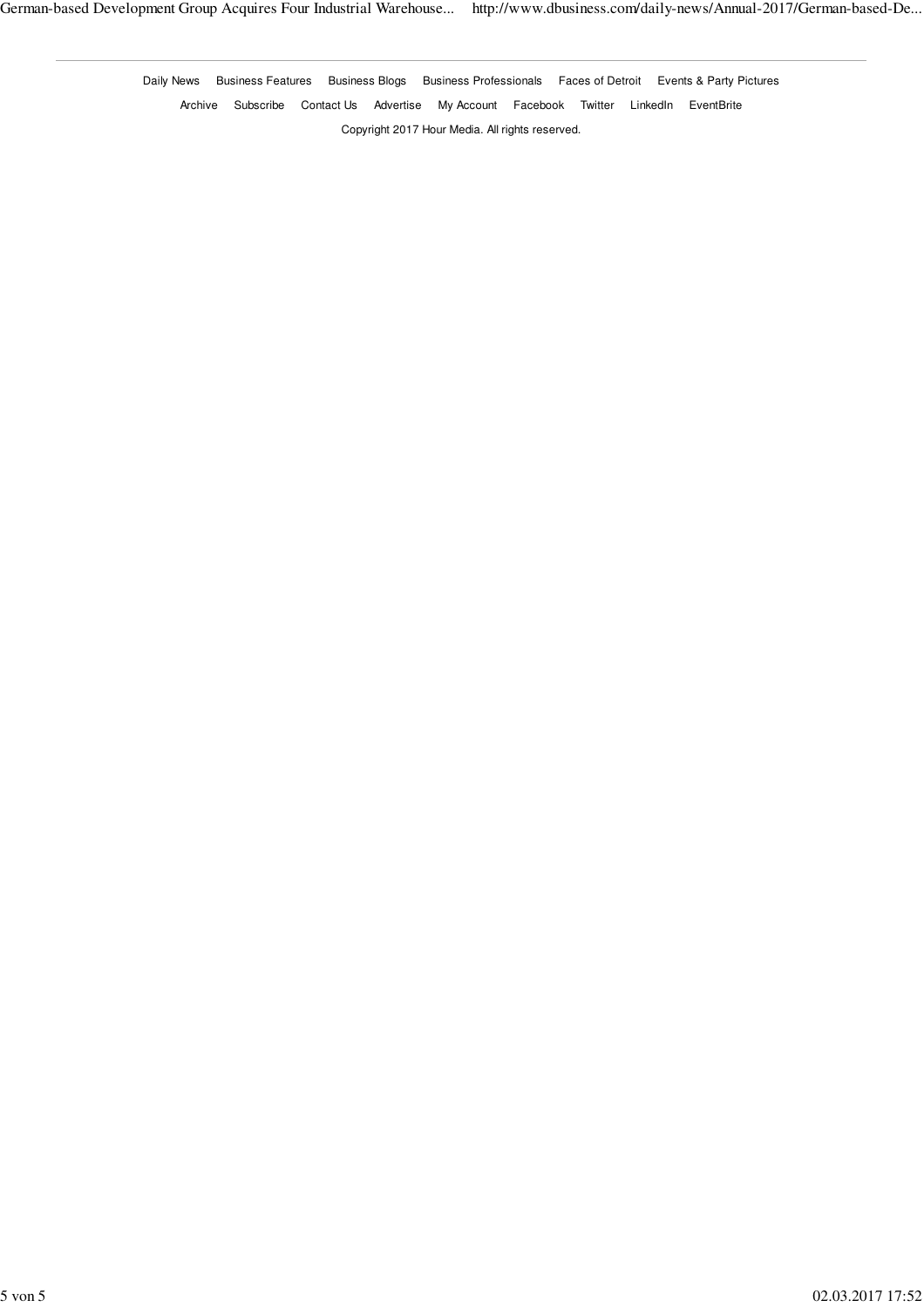Daily News Business Features Business Blogs Business Professionals Faces of Detroit Events & Party Pictures

Archive Subscribe Contact Us Advertise My Account Facebook Twitter LinkedIn EventBrite

Copyright 2017 Hour Media. All rights reserved.